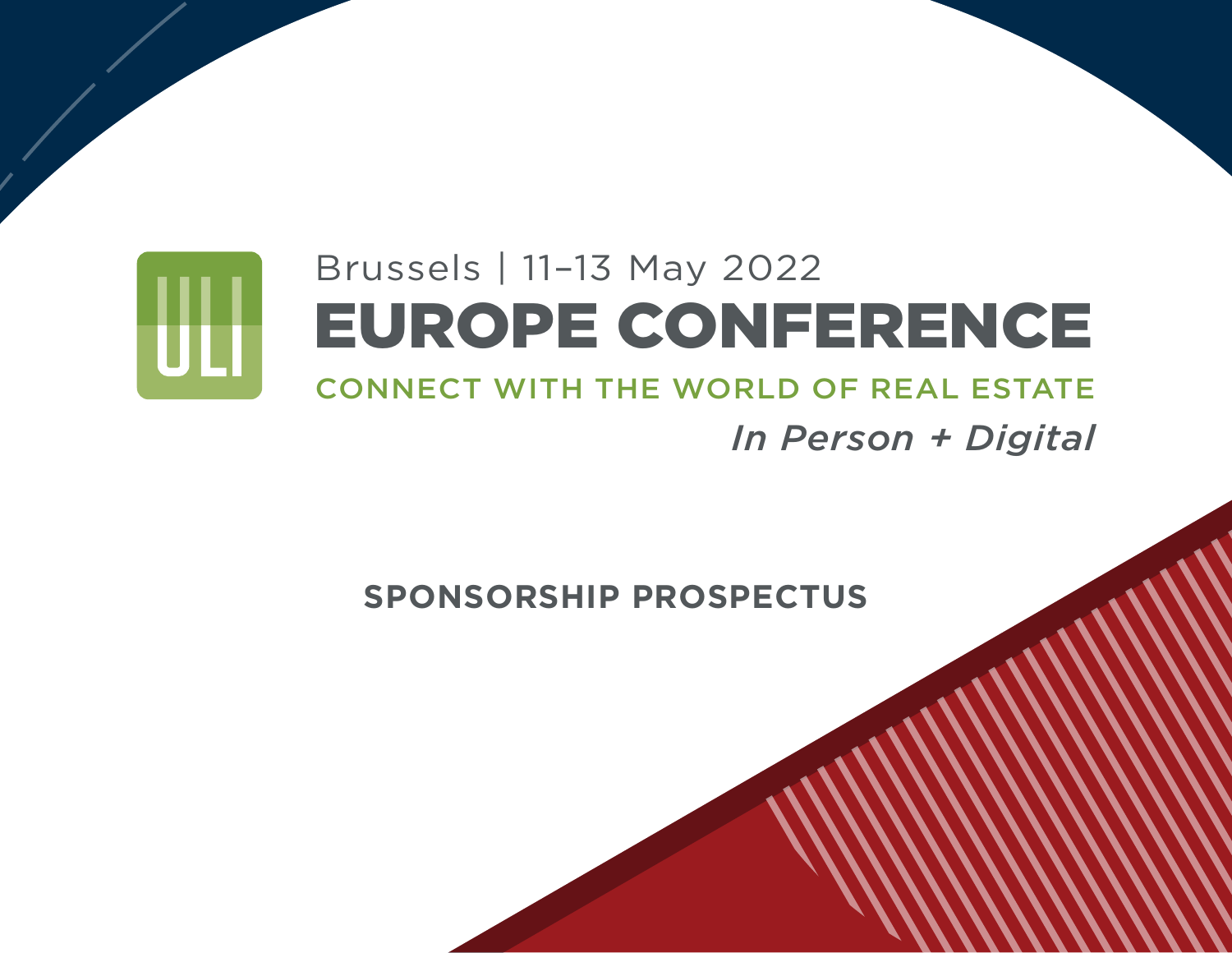ULI

Brussels | 11–13 May 2022

# EUROPE CONFERENCE

CONNECT WITH THE WORLD OF REAL ESTATE

*In Person + Digital*

## SPONSORSHIP PROSPECTUS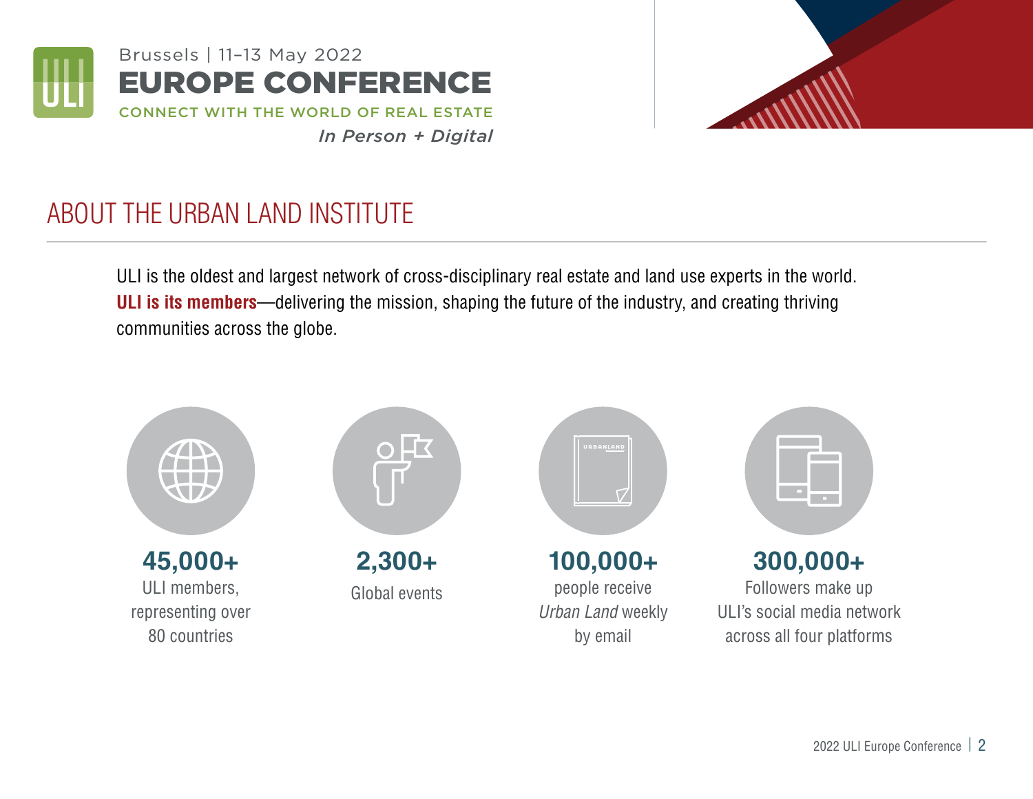Brussels | 11–13 May 2022

**EUROPE CONFERENCE**

CONNECT WITH THE WORLD OF REAL ESTATE

*In Person + Digital*

# ABOUT THE URBAN LAND INSTITUTE

ULI is the oldest and largest network of cross-disciplinary real estate and land use experts in the world. **ULI is its members**—delivering the mission, shaping the future of the industry, and creating thriving communities across the globe.

**45,000+**
ULI members, representing over 80 countries

**2,300+**
Global events

**100,000+**
people receive *Urban Land* weekly by email

**300,000+**
Followers make up ULI's social media network across all four platforms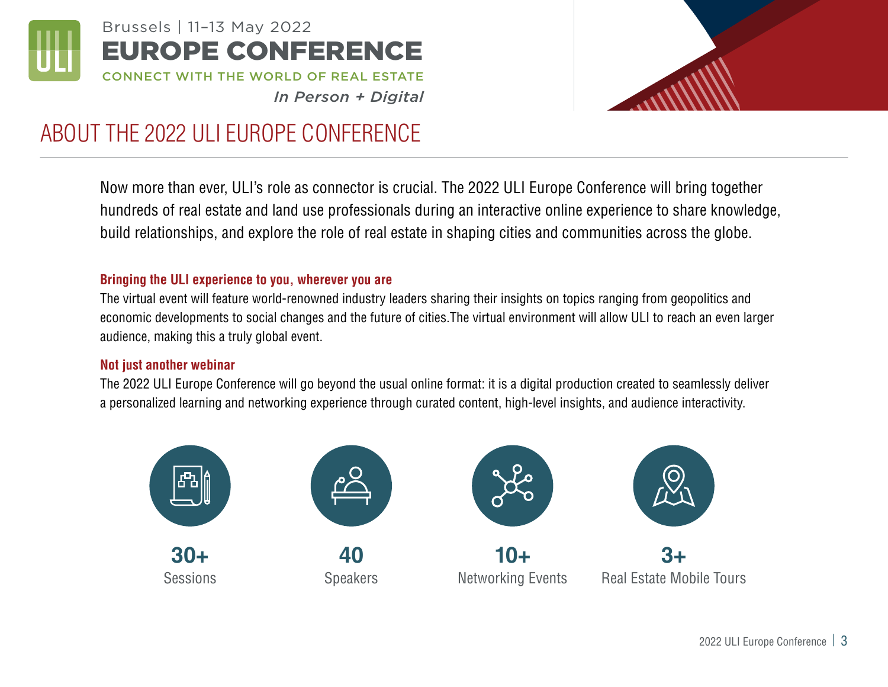Brussels | 11–13 May 2022

**EUROPE CONFERENCE**

CONNECT WITH THE WORLD OF REAL ESTATE

*In Person + Digital*

# ABOUT THE 2022 ULI EUROPE CONFERENCE

Now more than ever, ULI's role as connector is crucial. The 2022 ULI Europe Conference will bring together hundreds of real estate and land use professionals during an interactive online experience to share knowledge, build relationships, and explore the role of real estate in shaping cities and communities across the globe.

### Bringing the ULI experience to you, wherever you are

The virtual event will feature world-renowned industry leaders sharing their insights on topics ranging from geopolitics and economic developments to social changes and the future of cities.The virtual environment will allow ULI to reach an even larger audience, making this a truly global event.

### Not just another webinar

The 2022 ULI Europe Conference will go beyond the usual online format: it is a digital production created to seamlessly deliver a personalized learning and networking experience through curated content, high-level insights, and audience interactivity.

**30+**
Sessions

**40**
Speakers

**10+**
Networking Events

**3+**
Real Estate Mobile Tours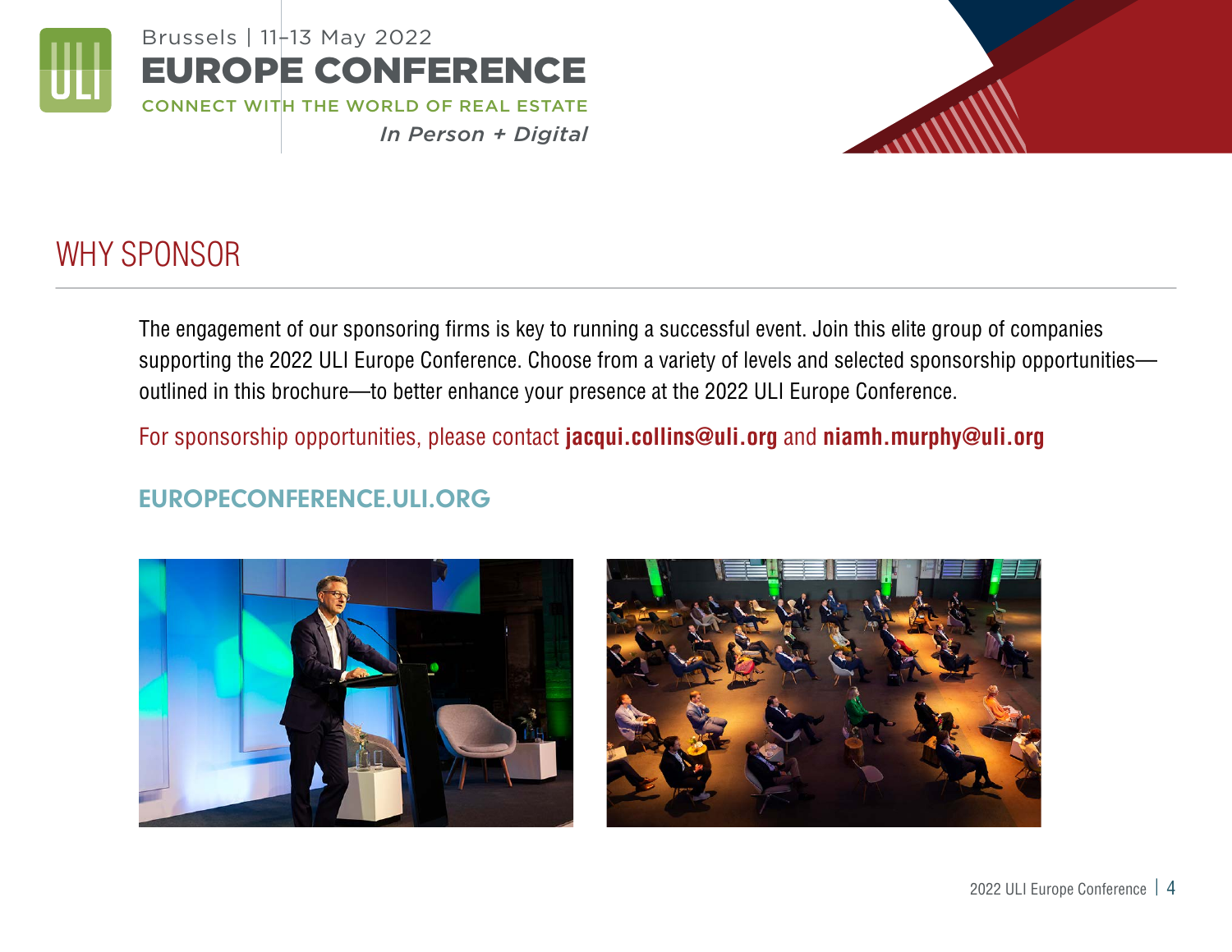# WHY SPONSOR

The engagement of our sponsoring firms is key to running a successful event. Join this elite group of companies supporting the 2022 ULI Europe Conference. Choose from a variety of levels and selected sponsorship opportunities—outlined in this brochure—to better enhance your presence at the 2022 ULI Europe Conference.

For sponsorship opportunities, please contact **jacqui.collins@uli.org** and **niamh.murphy@uli.org**

**EUROPECONFERENCE.ULI.ORG**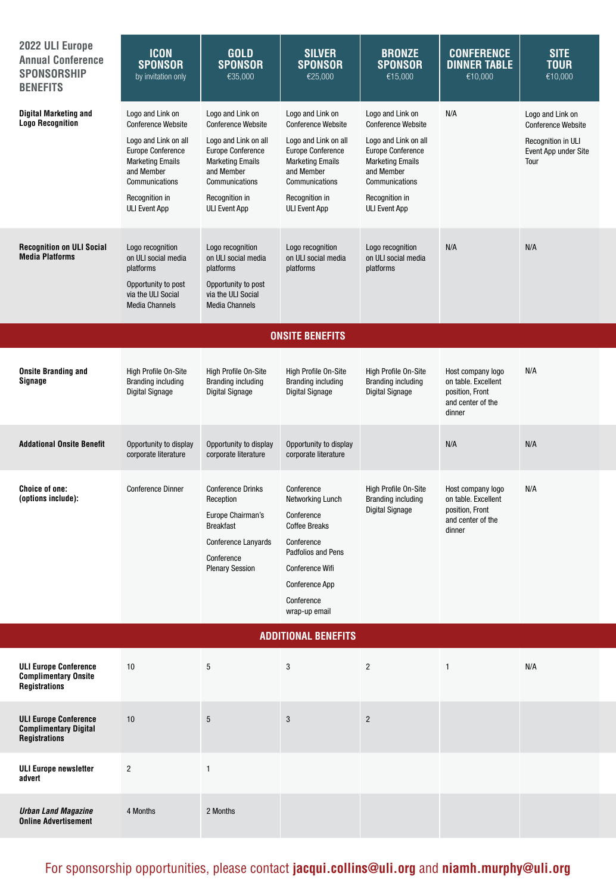| 2022 ULI Europe Annual Conference SPONSORSHIP BENEFITS | ICON SPONSOR by invitation only | GOLD SPONSOR €35,000 | SILVER SPONSOR €25,000 | BRONZE SPONSOR €15,000 | CONFERENCE DINNER TABLE €10,000 | SITE TOUR €10,000 |
|---|---|---|---|---|---|---|
| **Digital Marketing and Logo Recognition** | Logo and Link on Conference Website<br>Logo and Link on all Europe Conference Marketing Emails and Member Communications<br>Recognition in ULI Event App | Logo and Link on Conference Website<br>Logo and Link on all Europe Conference Marketing Emails and Member Communications<br>Recognition in ULI Event App | Logo and Link on Conference Website<br>Logo and Link on all Europe Conference Marketing Emails and Member Communications<br>Recognition in ULI Event App | Logo and Link on Conference Website<br>Logo and Link on all Europe Conference Marketing Emails and Member Communications<br>Recognition in ULI Event App | N/A | Logo and Link on Conference Website<br>Recognition in ULI Event App under Site Tour |
| **Recognition on ULI Social Media Platforms** | Logo recognition on ULI social media platforms<br>Opportunity to post via the ULI Social Media Channels | Logo recognition on ULI social media platforms<br>Opportunity to post via the ULI Social Media Channels | Logo recognition on ULI social media platforms | Logo recognition on ULI social media platforms | N/A | N/A |
| **ONSITE BENEFITS** | | | | | | |
| **Onsite Branding and Signage** | High Profile On-Site Branding including Digital Signage | High Profile On-Site Branding including Digital Signage | High Profile On-Site Branding including Digital Signage | High Profile On-Site Branding including Digital Signage | Host company logo on table. Excellent position, Front and center of the dinner | N/A |
| **Addational Onsite Benefit** | Opportunity to display corporate literature | Opportunity to display corporate literature | Opportunity to display corporate literature | | N/A | N/A |
| **Choice of one: (options include):** | Conference Dinner | Conference Drinks Reception<br>Europe Chairman's Breakfast<br>Conference Lanyards<br>Conference Plenary Session | Conference Networking Lunch<br>Conference Coffee Breaks<br>Conference Padfolios and Pens<br>Conference Wifi<br>Conference App<br>Conference wrap-up email | High Profile On-Site Branding including Digital Signage | Host company logo on table. Excellent position, Front and center of the dinner | N/A |
| **ADDITIONAL BENEFITS** | | | | | | |
| **ULI Europe Conference Complimentary Onsite Registrations** | 10 | 5 | 3 | 2 | 1 | N/A |
| **ULI Europe Conference Complimentary Digital Registrations** | 10 | 5 | 3 | 2 | | |
| **ULI Europe newsletter advert** | 2 | 1 | | | | |
| ***Urban Land Magazine* Online Advertisement** | 4 Months | 2 Months | | | | |

For sponsorship opportunities, please contact **jacqui.collins@uli.org** and **niamh.murphy@uli.org**